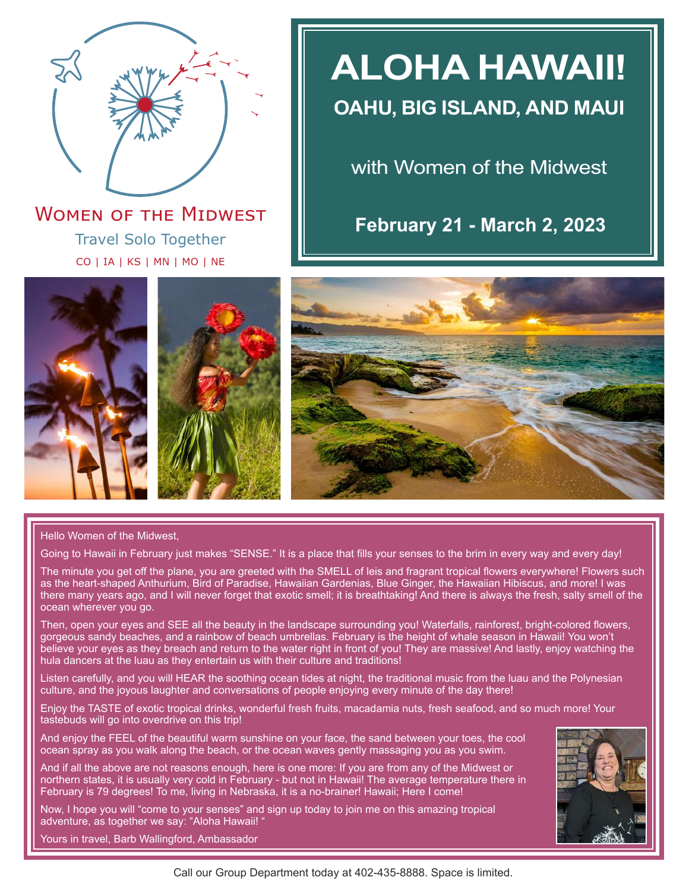Women of the Midwest

Travel Solo Together

CO | IA | KS | MN | MO | NE

# ALOHA HAWAII!

## OAHU, BIG ISLAND, AND MAUI

with Women of the Midwest

**February 21 - March 2, 2023**

Hello Women of the Midwest,

Going to Hawaii in February just makes "SENSE." It is a place that fills your senses to the brim in every way and every day!

The minute you get off the plane, you are greeted with the SMELL of leis and fragrant tropical flowers everywhere! Flowers such as the heart-shaped Anthurium, Bird of Paradise, Hawaiian Gardenias, Blue Ginger, the Hawaiian Hibiscus, and more! I was there many years ago, and I will never forget that exotic smell; it is breathtaking! And there is always the fresh, salty smell of the ocean wherever you go.

Then, open your eyes and SEE all the beauty in the landscape surrounding you! Waterfalls, rainforest, bright-colored flowers, gorgeous sandy beaches, and a rainbow of beach umbrellas. February is the height of whale season in Hawaii! You won't believe your eyes as they breach and return to the water right in front of you! They are massive! And lastly, enjoy watching the hula dancers at the luau as they entertain us with their culture and traditions!

Listen carefully, and you will HEAR the soothing ocean tides at night, the traditional music from the luau and the Polynesian culture, and the joyous laughter and conversations of people enjoying every minute of the day there!

Enjoy the TASTE of exotic tropical drinks, wonderful fresh fruits, macadamia nuts, fresh seafood, and so much more! Your tastebuds will go into overdrive on this trip!

And enjoy the FEEL of the beautiful warm sunshine on your face, the sand between your toes, the cool ocean spray as you walk along the beach, or the ocean waves gently massaging you as you swim.

And if all the above are not reasons enough, here is one more: If you are from any of the Midwest or northern states, it is usually very cold in February - but not in Hawaii! The average temperature there in February is 79 degrees! To me, living in Nebraska, it is a no-brainer! Hawaii; Here I come!

Now, I hope you will "come to your senses" and sign up today to join me on this amazing tropical adventure, as together we say: "Aloha Hawaii! "

Yours in travel, Barb Wallingford, Ambassador

Call our Group Department today at 402-435-8888. Space is limited.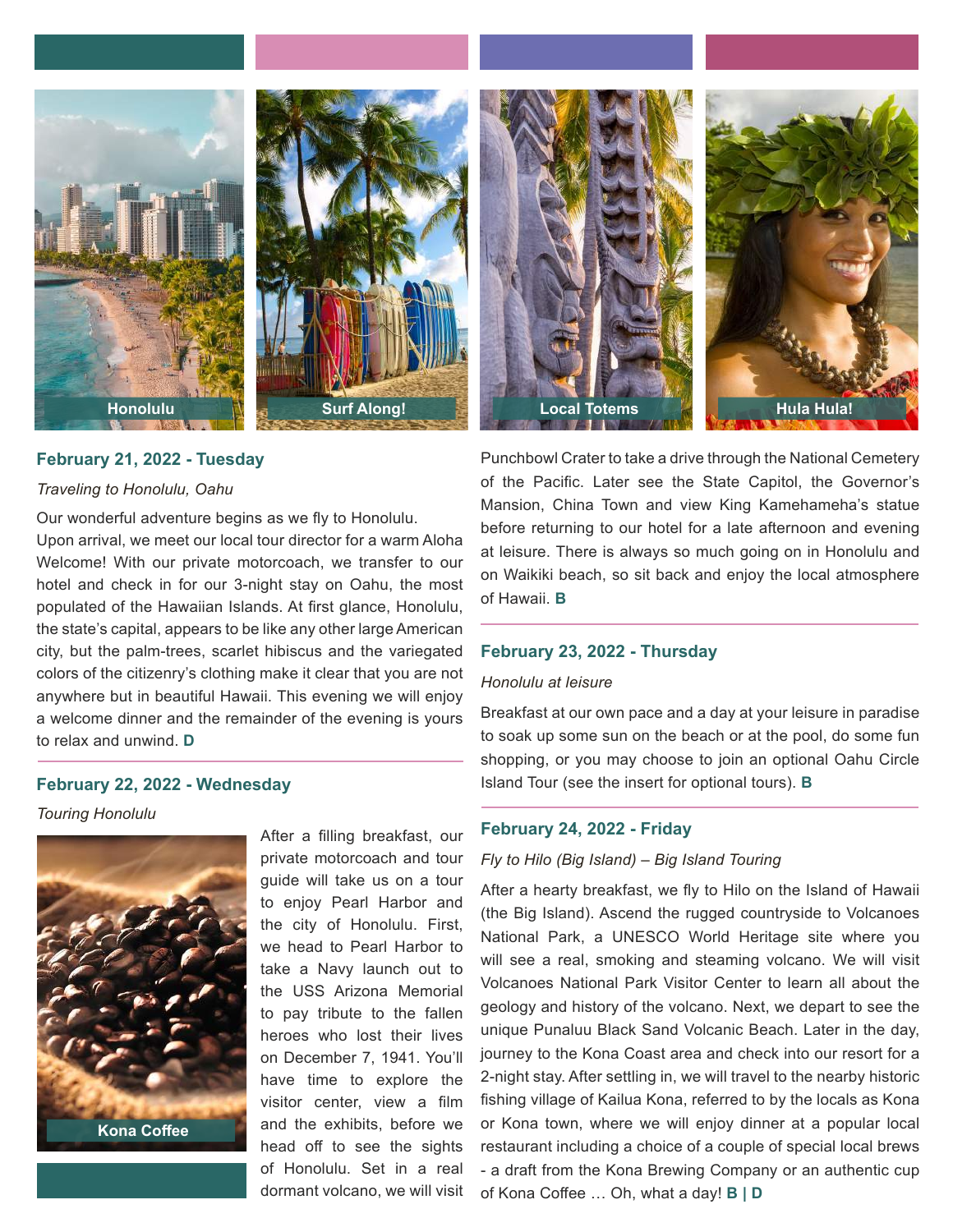Honolulu

Surf Along!

Local Totems

Hula Hula!

### February 21, 2022 - Tuesday

*Traveling to Honolulu, Oahu*

Our wonderful adventure begins as we fly to Honolulu. Upon arrival, we meet our local tour director for a warm Aloha Welcome! With our private motorcoach, we transfer to our hotel and check in for our 3-night stay on Oahu, the most populated of the Hawaiian Islands. At first glance, Honolulu, the state's capital, appears to be like any other large American city, but the palm-trees, scarlet hibiscus and the variegated colors of the citizenry's clothing make it clear that you are not anywhere but in beautiful Hawaii. This evening we will enjoy a welcome dinner and the remainder of the evening is yours to relax and unwind. **D**

### February 22, 2022 - Wednesday

*Touring Honolulu*

Kona Coffee

After a filling breakfast, our private motorcoach and tour guide will take us on a tour to enjoy Pearl Harbor and the city of Honolulu. First, we head to Pearl Harbor to take a Navy launch out to the USS Arizona Memorial to pay tribute to the fallen heroes who lost their lives on December 7, 1941. You'll have time to explore the visitor center, view a film and the exhibits, before we head off to see the sights of Honolulu. Set in a real dormant volcano, we will visit Punchbowl Crater to take a drive through the National Cemetery of the Pacific. Later see the State Capitol, the Governor's Mansion, China Town and view King Kamehameha's statue before returning to our hotel for a late afternoon and evening at leisure. There is always so much going on in Honolulu and on Waikiki beach, so sit back and enjoy the local atmosphere of Hawaii. **B**

### February 23, 2022 - Thursday

*Honolulu at leisure*

Breakfast at our own pace and a day at your leisure in paradise to soak up some sun on the beach or at the pool, do some fun shopping, or you may choose to join an optional Oahu Circle Island Tour (see the insert for optional tours). **B**

### February 24, 2022 - Friday

*Fly to Hilo (Big Island) – Big Island Touring*

After a hearty breakfast, we fly to Hilo on the Island of Hawaii (the Big Island). Ascend the rugged countryside to Volcanoes National Park, a UNESCO World Heritage site where you will see a real, smoking and steaming volcano. We will visit Volcanoes National Park Visitor Center to learn all about the geology and history of the volcano. Next, we depart to see the unique Punaluu Black Sand Volcanic Beach. Later in the day, journey to the Kona Coast area and check into our resort for a 2-night stay. After settling in, we will travel to the nearby historic fishing village of Kailua Kona, referred to by the locals as Kona or Kona town, where we will enjoy dinner at a popular local restaurant including a choice of a couple of special local brews - a draft from the Kona Brewing Company or an authentic cup of Kona Coffee … Oh, what a day! **B | D**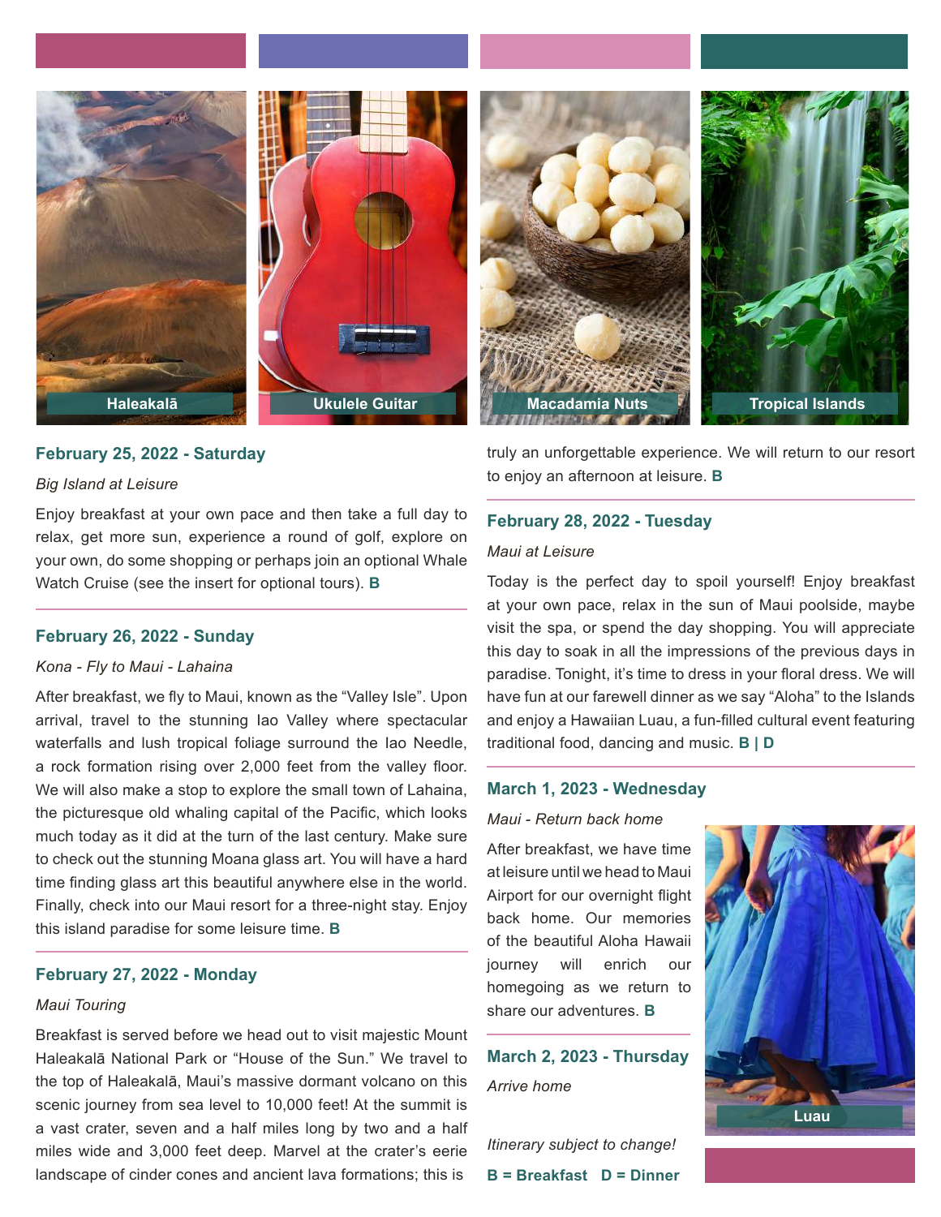Haleakalā

Ukulele Guitar

Macadamia Nuts

Tropical Islands

### February 25, 2022 - Saturday

*Big Island at Leisure*

Enjoy breakfast at your own pace and then take a full day to relax, get more sun, experience a round of golf, explore on your own, do some shopping or perhaps join an optional Whale Watch Cruise (see the insert for optional tours). **B**

### February 26, 2022 - Sunday

*Kona - Fly to Maui - Lahaina*

After breakfast, we fly to Maui, known as the “Valley Isle”. Upon arrival, travel to the stunning Iao Valley where spectacular waterfalls and lush tropical foliage surround the Iao Needle, a rock formation rising over 2,000 feet from the valley floor. We will also make a stop to explore the small town of Lahaina, the picturesque old whaling capital of the Pacific, which looks much today as it did at the turn of the last century. Make sure to check out the stunning Moana glass art. You will have a hard time finding glass art this beautiful anywhere else in the world. Finally, check into our Maui resort for a three-night stay. Enjoy this island paradise for some leisure time. **B**

### February 27, 2022 - Monday

*Maui Touring*

Breakfast is served before we head out to visit majestic Mount Haleakalā National Park or “House of the Sun.” We travel to the top of Haleakalā, Maui’s massive dormant volcano on this scenic journey from sea level to 10,000 feet! At the summit is a vast crater, seven and a half miles long by two and a half miles wide and 3,000 feet deep. Marvel at the crater’s eerie landscape of cinder cones and ancient lava formations; this is truly an unforgettable experience. We will return to our resort to enjoy an afternoon at leisure. **B**

### February 28, 2022 - Tuesday

*Maui at Leisure*

Today is the perfect day to spoil yourself! Enjoy breakfast at your own pace, relax in the sun of Maui poolside, maybe visit the spa, or spend the day shopping. You will appreciate this day to soak in all the impressions of the previous days in paradise. Tonight, it’s time to dress in your floral dress. We will have fun at our farewell dinner as we say “Aloha” to the Islands and enjoy a Hawaiian Luau, a fun-filled cultural event featuring traditional food, dancing and music. **B | D**

### March 1, 2023 - Wednesday

*Maui - Return back home*

After breakfast, we have time at leisure until we head to Maui Airport for our overnight flight back home. Our memories of the beautiful Aloha Hawaii journey will enrich our homegoing as we return to share our adventures. **B**

### March 2, 2023 - Thursday

*Arrive home*

Luau

*Itinerary subject to change!*

**B = Breakfast D = Dinner**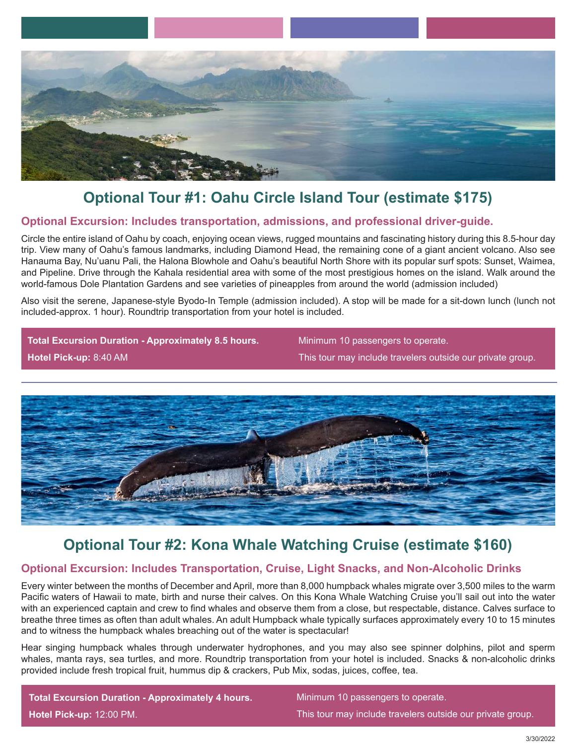## Optional Tour #1: Oahu Circle Island Tour (estimate $175)

### Optional Excursion: Includes transportation, admissions, and professional driver-guide.

Circle the entire island of Oahu by coach, enjoying ocean views, rugged mountains and fascinating history during this 8.5-hour day trip. View many of Oahu's famous landmarks, including Diamond Head, the remaining cone of a giant ancient volcano. Also see Hanauma Bay, Nu'uanu Pali, the Halona Blowhole and Oahu's beautiful North Shore with its popular surf spots: Sunset, Waimea, and Pipeline. Drive through the Kahala residential area with some of the most prestigious homes on the island. Walk around the world-famous Dole Plantation Gardens and see varieties of pineapples from around the world (admission included)

Also visit the serene, Japanese-style Byodo-In Temple (admission included). A stop will be made for a sit-down lunch (lunch not included-approx. 1 hour). Roundtrip transportation from your hotel is included.

**Total Excursion Duration - Approximately 8.5 hours.**

**Hotel Pick-up:** 8:40 AM

Minimum 10 passengers to operate.

This tour may include travelers outside our private group.

---

## Optional Tour #2: Kona Whale Watching Cruise (estimate $160)

### Optional Excursion: Includes Transportation, Cruise, Light Snacks, and Non-Alcoholic Drinks

Every winter between the months of December and April, more than 8,000 humpback whales migrate over 3,500 miles to the warm Pacific waters of Hawaii to mate, birth and nurse their calves. On this Kona Whale Watching Cruise you'll sail out into the water with an experienced captain and crew to find whales and observe them from a close, but respectable, distance. Calves surface to breathe three times as often than adult whales. An adult Humpback whale typically surfaces approximately every 10 to 15 minutes and to witness the humpback whales breaching out of the water is spectacular!

Hear singing humpback whales through underwater hydrophones, and you may also see spinner dolphins, pilot and sperm whales, manta rays, sea turtles, and more. Roundtrip transportation from your hotel is included. Snacks & non-alcoholic drinks provided include fresh tropical fruit, hummus dip & crackers, Pub Mix, sodas, juices, coffee, tea.

**Total Excursion Duration - Approximately 4 hours.**

**Hotel Pick-up:** 12:00 PM.

Minimum 10 passengers to operate.

This tour may include travelers outside our private group.

3/30/2022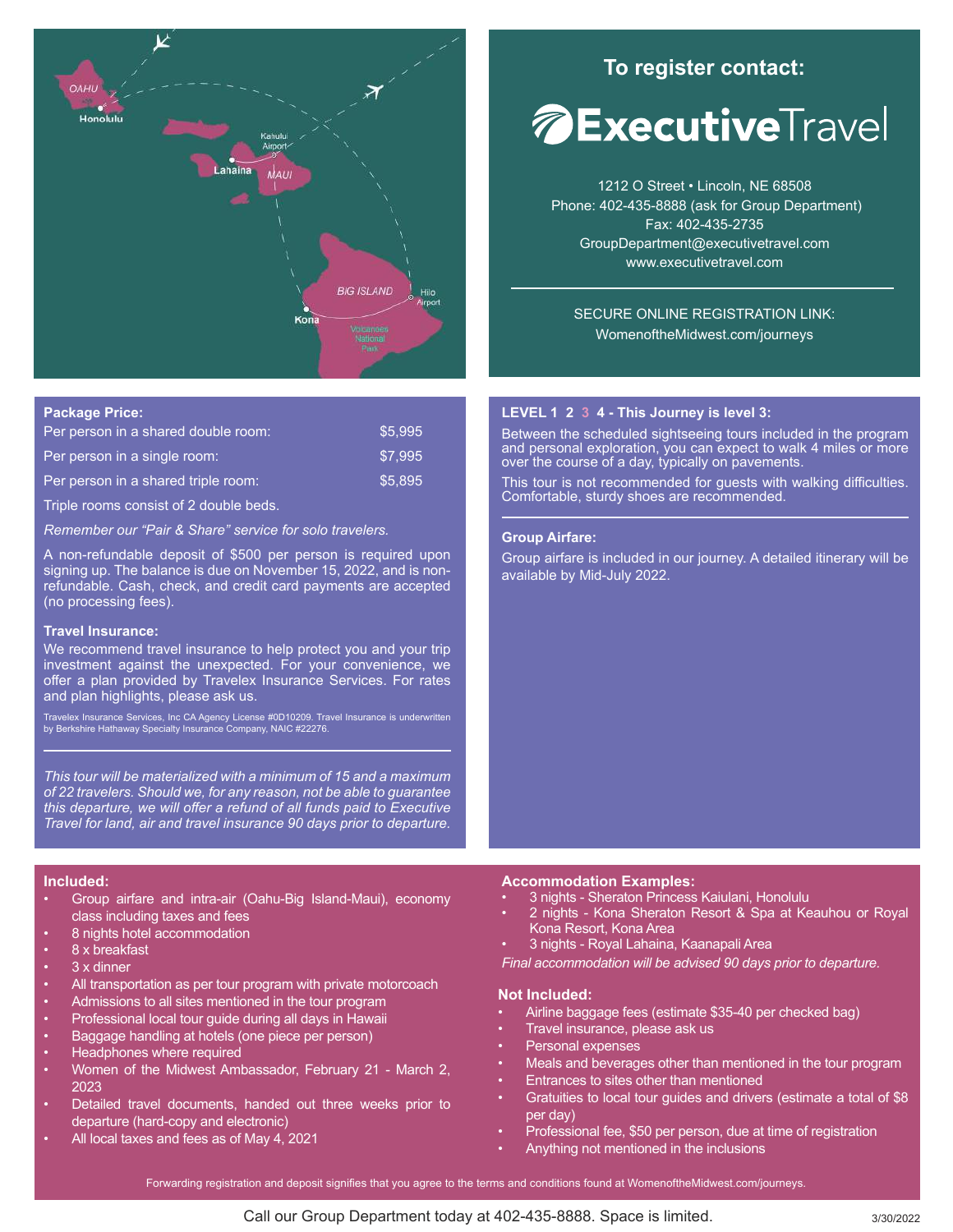OAHU
Honolulu
Kahului Airport
Lanaina
MAUI
BIG ISLAND
Hilo Airport
Kona
Volcanoes National Park

## To register contact:

**ExecutiveTravel**

1212 O Street • Lincoln, NE 68508
Phone: 402-435-8888 (ask for Group Department)
Fax: 402-435-2735
GroupDepartment@executivetravel.com
www.executivetravel.com

SECURE ONLINE REGISTRATION LINK:
WomenoftheMidwest.com/journeys

**Package Price:**

| | |
|---|---|
| Per person in a shared double room: | $5,995 |
| Per person in a single room: | $7,995 |
| Per person in a shared triple room: | $5,895 |

Triple rooms consist of 2 double beds.

*Remember our "Pair & Share" service for solo travelers.*

A non-refundable deposit of $500 per person is required upon signing up. The balance is due on November 15, 2022, and is non-refundable. Cash, check, and credit card payments are accepted (no processing fees).

**Travel Insurance:**

We recommend travel insurance to help protect you and your trip investment against the unexpected. For your convenience, we offer a plan provided by Travelex Insurance Services. For rates and plan highlights, please ask us.

Travelex Insurance Services, Inc CA Agency License #0D10209. Travel Insurance is underwritten by Berkshire Hathaway Specialty Insurance Company, NAIC #22276.

*This tour will be materialized with a minimum of 15 and a maximum of 22 travelers. Should we, for any reason, not be able to guarantee this departure, we will offer a refund of all funds paid to Executive Travel for land, air and travel insurance 90 days prior to departure.*

**LEVEL 1 2 3 4 - This Journey is level 3:**

Between the scheduled sightseeing tours included in the program and personal exploration, you can expect to walk 4 miles or more over the course of a day, typically on pavements.

This tour is not recommended for guests with walking difficulties. Comfortable, sturdy shoes are recommended.

**Group Airfare:**

Group airfare is included in our journey. A detailed itinerary will be available by Mid-July 2022.

**Included:**

- Group airfare and intra-air (Oahu-Big Island-Maui), economy class including taxes and fees
- 8 nights hotel accommodation
- 8 x breakfast
- 3 x dinner
- All transportation as per tour program with private motorcoach
- Admissions to all sites mentioned in the tour program
- Professional local tour guide during all days in Hawaii
- Baggage handling at hotels (one piece per person)
- Headphones where required
- Women of the Midwest Ambassador, February 21 - March 2, 2023
- Detailed travel documents, handed out three weeks prior to departure (hard-copy and electronic)
- All local taxes and fees as of May 4, 2021

**Accommodation Examples:**

- 3 nights - Sheraton Princess Kaiulani, Honolulu
- 2 nights - Kona Sheraton Resort & Spa at Keauhou or Royal Kona Resort, Kona Area
- 3 nights - Royal Lahaina, Kaanapali Area

*Final accommodation will be advised 90 days prior to departure.*

**Not Included:**

- Airline baggage fees (estimate $35-40 per checked bag)
- Travel insurance, please ask us
- Personal expenses
- Meals and beverages other than mentioned in the tour program
- Entrances to sites other than mentioned
- Gratuities to local tour guides and drivers (estimate a total of $8 per day)
- Professional fee, $50 per person, due at time of registration
- Anything not mentioned in the inclusions

Forwarding registration and deposit signifies that you agree to the terms and conditions found at WomenoftheMidwest.com/journeys.

Call our Group Department today at 402-435-8888. Space is limited.

3/30/2022